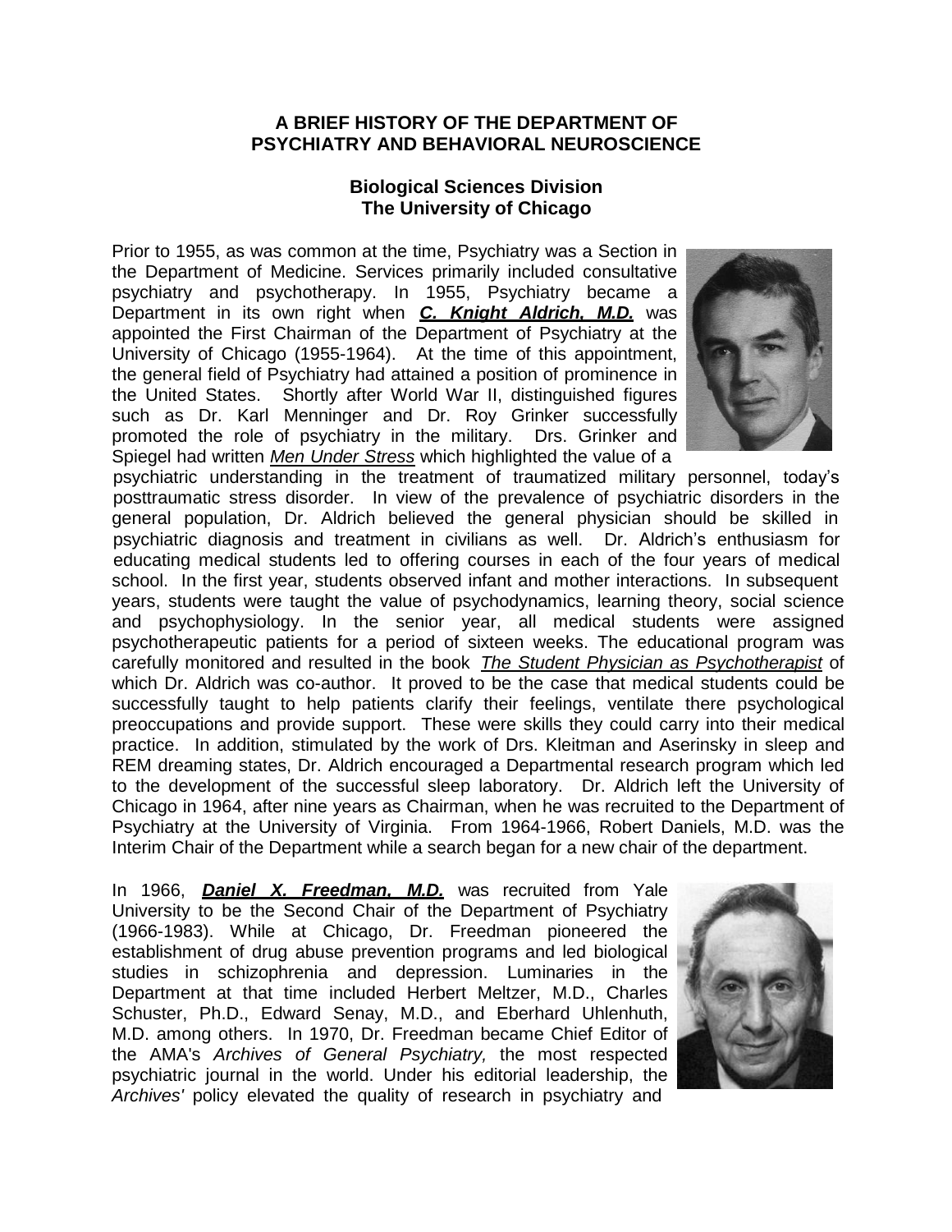# A BRIEF HISTORY OF THE DEPARTMENT OF PSYCHIATRY AND BEHAVIORAL NEUROSCIENCE

## Biological Sciences Division
## The University of Chicago

Prior to 1955, as was common at the time, Psychiatry was a Section in the Department of Medicine. Services primarily included consultative psychiatry and psychotherapy. In 1955, Psychiatry became a Department in its own right when ***C. Knight Aldrich, M.D.*** was appointed the First Chairman of the Department of Psychiatry at the University of Chicago (1955-1964). At the time of this appointment, the general field of Psychiatry had attained a position of prominence in the United States. Shortly after World War II, distinguished figures such as Dr. Karl Menninger and Dr. Roy Grinker successfully promoted the role of psychiatry in the military. Drs. Grinker and Spiegel had written *Men Under Stress* which highlighted the value of a psychiatric understanding in the treatment of traumatized military personnel, today's posttraumatic stress disorder. In view of the prevalence of psychiatric disorders in the general population, Dr. Aldrich believed the general physician should be skilled in psychiatric diagnosis and treatment in civilians as well. Dr. Aldrich's enthusiasm for educating medical students led to offering courses in each of the four years of medical school. In the first year, students observed infant and mother interactions. In subsequent years, students were taught the value of psychodynamics, learning theory, social science and psychophysiology. In the senior year, all medical students were assigned psychotherapeutic patients for a period of sixteen weeks. The educational program was carefully monitored and resulted in the book *The Student Physician as Psychotherapist* of which Dr. Aldrich was co-author. It proved to be the case that medical students could be successfully taught to help patients clarify their feelings, ventilate there psychological preoccupations and provide support. These were skills they could carry into their medical practice. In addition, stimulated by the work of Drs. Kleitman and Aserinsky in sleep and REM dreaming states, Dr. Aldrich encouraged a Departmental research program which led to the development of the successful sleep laboratory. Dr. Aldrich left the University of Chicago in 1964, after nine years as Chairman, when he was recruited to the Department of Psychiatry at the University of Virginia. From 1964-1966, Robert Daniels, M.D. was the Interim Chair of the Department while a search began for a new chair of the department.

In 1966, ***Daniel X. Freedman, M.D.*** was recruited from Yale University to be the Second Chair of the Department of Psychiatry (1966-1983). While at Chicago, Dr. Freedman pioneered the establishment of drug abuse prevention programs and led biological studies in schizophrenia and depression. Luminaries in the Department at that time included Herbert Meltzer, M.D., Charles Schuster, Ph.D., Edward Senay, M.D., and Eberhard Uhlenhuth, M.D. among others. In 1970, Dr. Freedman became Chief Editor of the AMA's *Archives of General Psychiatry,* the most respected psychiatric journal in the world. Under his editorial leadership, the *Archives'* policy elevated the quality of research in psychiatry and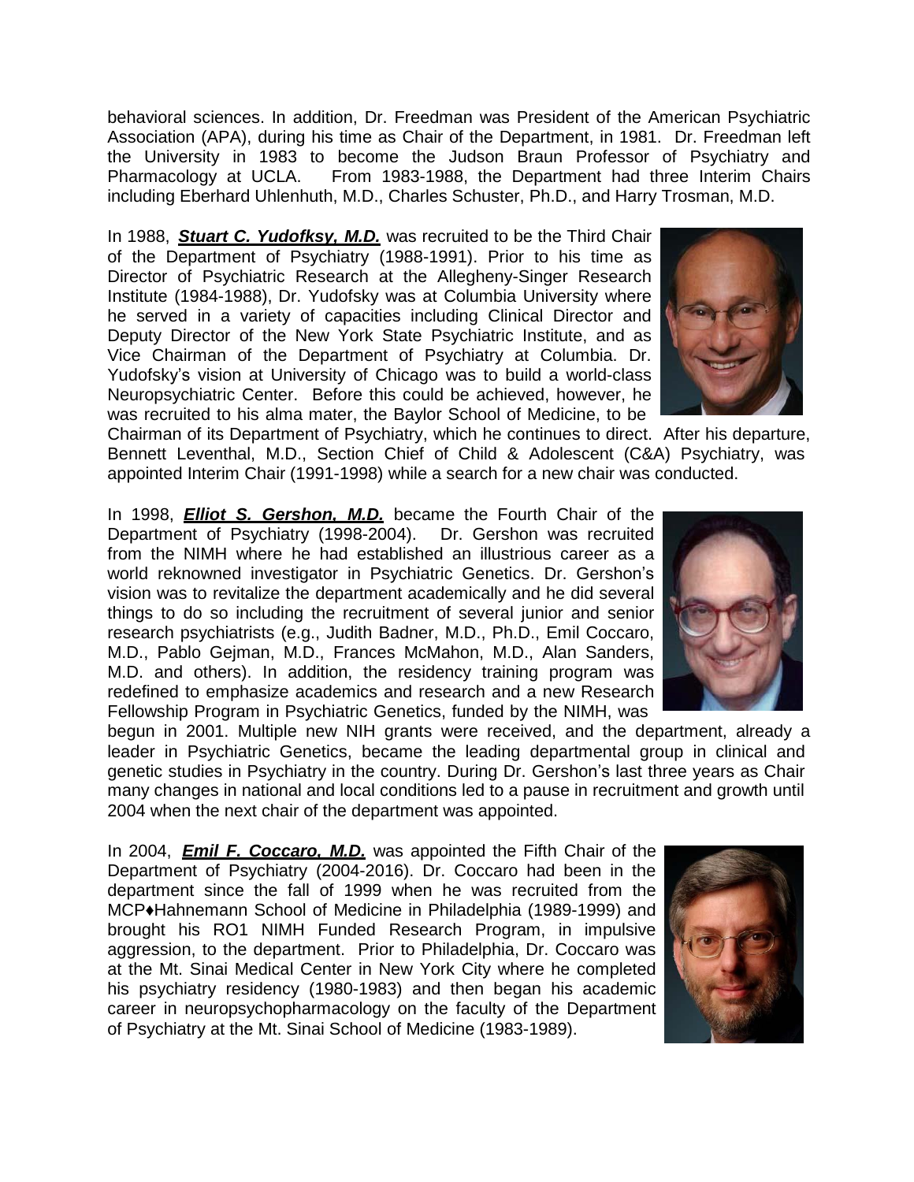behavioral sciences. In addition, Dr. Freedman was President of the American Psychiatric Association (APA), during his time as Chair of the Department, in 1981. Dr. Freedman left the University in 1983 to become the Judson Braun Professor of Psychiatry and Pharmacology at UCLA. From 1983-1988, the Department had three Interim Chairs including Eberhard Uhlenhuth, M.D., Charles Schuster, Ph.D., and Harry Trosman, M.D.

In 1988, ***Stuart C. Yudofksy, M.D.*** was recruited to be the Third Chair of the Department of Psychiatry (1988-1991). Prior to his time as Director of Psychiatric Research at the Allegheny-Singer Research Institute (1984-1988), Dr. Yudofsky was at Columbia University where he served in a variety of capacities including Clinical Director and Deputy Director of the New York State Psychiatric Institute, and as Vice Chairman of the Department of Psychiatry at Columbia. Dr. Yudofsky's vision at University of Chicago was to build a world-class Neuropsychiatric Center. Before this could be achieved, however, he was recruited to his alma mater, the Baylor School of Medicine, to be Chairman of its Department of Psychiatry, which he continues to direct. After his departure, Bennett Leventhal, M.D., Section Chief of Child & Adolescent (C&A) Psychiatry, was appointed Interim Chair (1991-1998) while a search for a new chair was conducted.

In 1998, ***Elliot S. Gershon, M.D.*** became the Fourth Chair of the Department of Psychiatry (1998-2004). Dr. Gershon was recruited from the NIMH where he had established an illustrious career as a world reknowned investigator in Psychiatric Genetics. Dr. Gershon's vision was to revitalize the department academically and he did several things to do so including the recruitment of several junior and senior research psychiatrists (e.g., Judith Badner, M.D., Ph.D., Emil Coccaro, M.D., Pablo Gejman, M.D., Frances McMahon, M.D., Alan Sanders, M.D. and others). In addition, the residency training program was redefined to emphasize academics and research and a new Research Fellowship Program in Psychiatric Genetics, funded by the NIMH, was begun in 2001. Multiple new NIH grants were received, and the department, already a leader in Psychiatric Genetics, became the leading departmental group in clinical and genetic studies in Psychiatry in the country. During Dr. Gershon's last three years as Chair many changes in national and local conditions led to a pause in recruitment and growth until 2004 when the next chair of the department was appointed.

In 2004, ***Emil F. Coccaro, M.D.*** was appointed the Fifth Chair of the Department of Psychiatry (2004-2016). Dr. Coccaro had been in the department since the fall of 1999 when he was recruited from the MCP♦Hahnemann School of Medicine in Philadelphia (1989-1999) and brought his RO1 NIMH Funded Research Program, in impulsive aggression, to the department. Prior to Philadelphia, Dr. Coccaro was at the Mt. Sinai Medical Center in New York City where he completed his psychiatry residency (1980-1983) and then began his academic career in neuropsychopharmacology on the faculty of the Department of Psychiatry at the Mt. Sinai School of Medicine (1983-1989).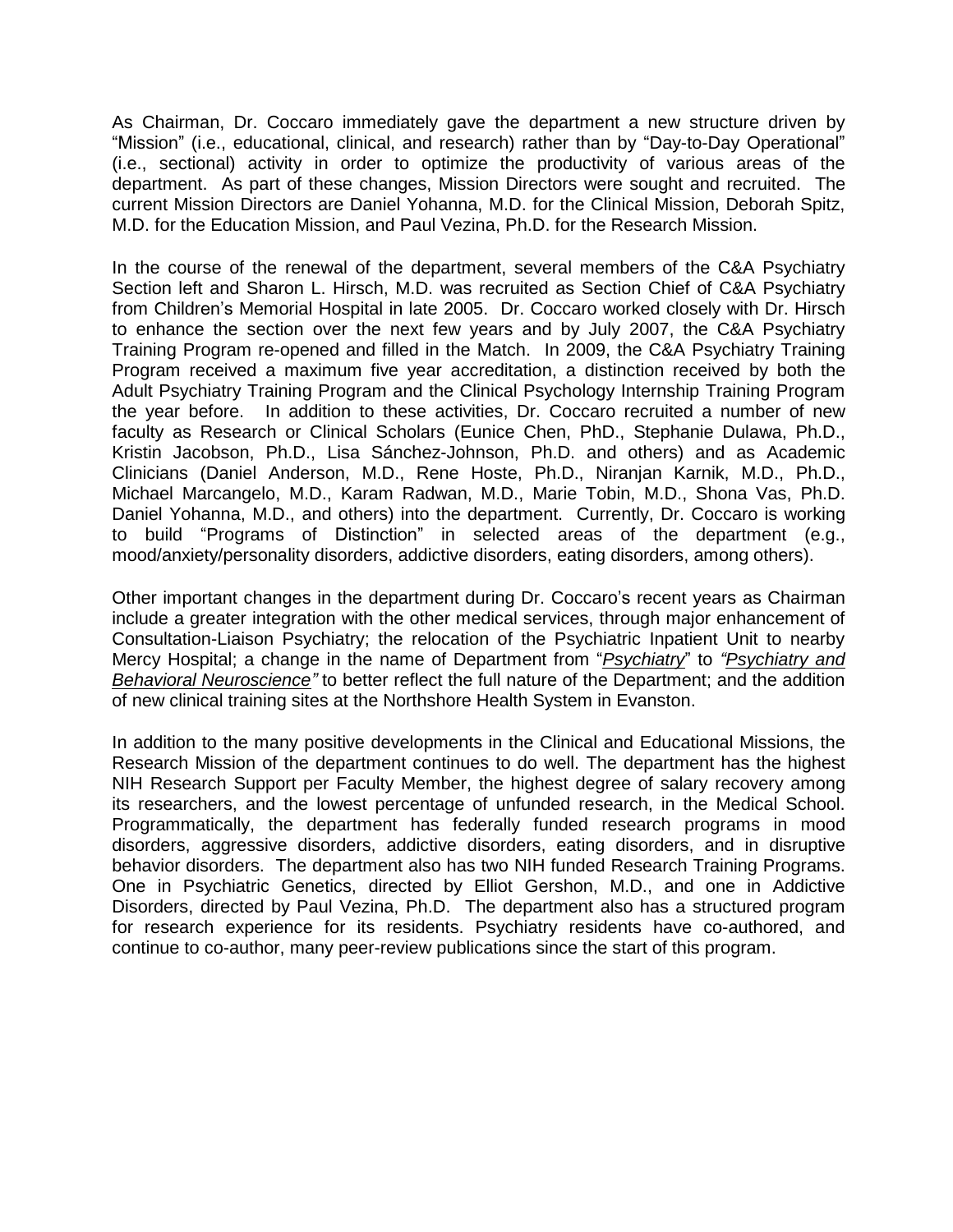As Chairman, Dr. Coccaro immediately gave the department a new structure driven by "Mission" (i.e., educational, clinical, and research) rather than by "Day-to-Day Operational" (i.e., sectional) activity in order to optimize the productivity of various areas of the department. As part of these changes, Mission Directors were sought and recruited. The current Mission Directors are Daniel Yohanna, M.D. for the Clinical Mission, Deborah Spitz, M.D. for the Education Mission, and Paul Vezina, Ph.D. for the Research Mission.

In the course of the renewal of the department, several members of the C&A Psychiatry Section left and Sharon L. Hirsch, M.D. was recruited as Section Chief of C&A Psychiatry from Children's Memorial Hospital in late 2005. Dr. Coccaro worked closely with Dr. Hirsch to enhance the section over the next few years and by July 2007, the C&A Psychiatry Training Program re-opened and filled in the Match. In 2009, the C&A Psychiatry Training Program received a maximum five year accreditation, a distinction received by both the Adult Psychiatry Training Program and the Clinical Psychology Internship Training Program the year before. In addition to these activities, Dr. Coccaro recruited a number of new faculty as Research or Clinical Scholars (Eunice Chen, PhD., Stephanie Dulawa, Ph.D., Kristin Jacobson, Ph.D., Lisa Sánchez-Johnson, Ph.D. and others) and as Academic Clinicians (Daniel Anderson, M.D., Rene Hoste, Ph.D., Niranjan Karnik, M.D., Ph.D., Michael Marcangelo, M.D., Karam Radwan, M.D., Marie Tobin, M.D., Shona Vas, Ph.D. Daniel Yohanna, M.D., and others) into the department. Currently, Dr. Coccaro is working to build "Programs of Distinction" in selected areas of the department (e.g., mood/anxiety/personality disorders, addictive disorders, eating disorders, among others).

Other important changes in the department during Dr. Coccaro's recent years as Chairman include a greater integration with the other medical services, through major enhancement of Consultation-Liaison Psychiatry; the relocation of the Psychiatric Inpatient Unit to nearby Mercy Hospital; a change in the name of Department from "*Psychiatry*" to *"Psychiatry and Behavioral Neuroscience"* to better reflect the full nature of the Department; and the addition of new clinical training sites at the Northshore Health System in Evanston.

In addition to the many positive developments in the Clinical and Educational Missions, the Research Mission of the department continues to do well. The department has the highest NIH Research Support per Faculty Member, the highest degree of salary recovery among its researchers, and the lowest percentage of unfunded research, in the Medical School. Programmatically, the department has federally funded research programs in mood disorders, aggressive disorders, addictive disorders, eating disorders, and in disruptive behavior disorders. The department also has two NIH funded Research Training Programs. One in Psychiatric Genetics, directed by Elliot Gershon, M.D., and one in Addictive Disorders, directed by Paul Vezina, Ph.D. The department also has a structured program for research experience for its residents. Psychiatry residents have co-authored, and continue to co-author, many peer-review publications since the start of this program.